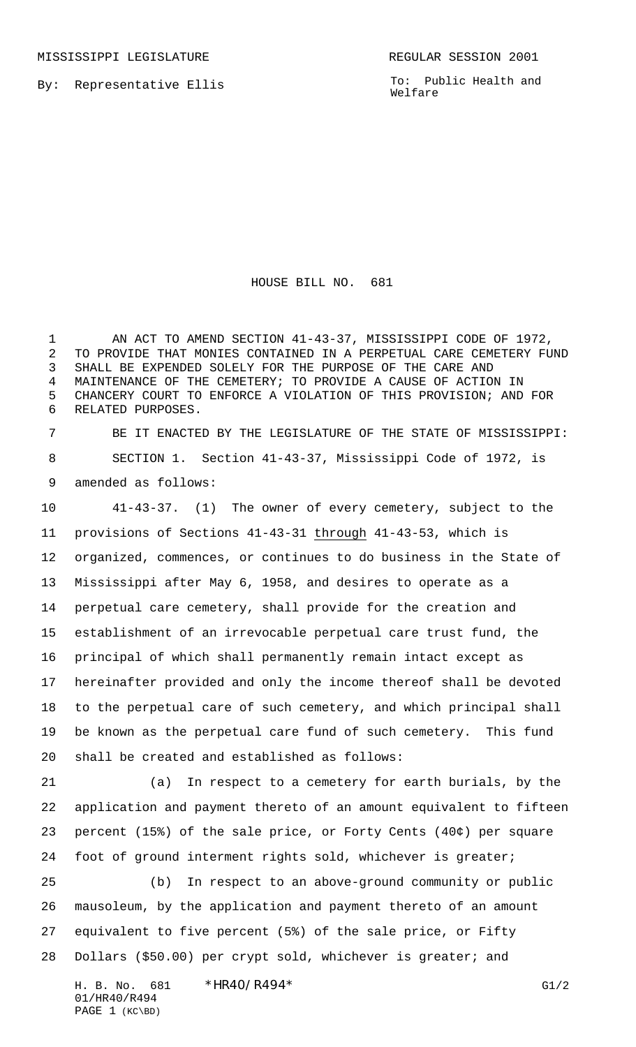MISSISSIPPI LEGISLATURE REGULAR SESSION 2001

By: Representative Ellis

To: Public Health and Welfare

# HOUSE BILL NO. 681

AN ACT TO AMEND SECTION 41-43-37, MISSISSIPPI CODE OF 1972, TO PROVIDE THAT MONIES CONTAINED IN A PERPETUAL CARE CEMETERY FUND SHALL BE EXPENDED SOLELY FOR THE PURPOSE OF THE CARE AND MAINTENANCE OF THE CEMETERY; TO PROVIDE A CAUSE OF ACTION IN CHANCERY COURT TO ENFORCE A VIOLATION OF THIS PROVISION; AND FOR RELATED PURPOSES.

BE IT ENACTED BY THE LEGISLATURE OF THE STATE OF MISSISSIPPI:

SECTION 1. Section 41-43-37, Mississippi Code of 1972, is amended as follows:

41-43-37. (1) The owner of every cemetery, subject to the provisions of Sections 41-43-31 through 41-43-53, which is organized, commences, or continues to do business in the State of Mississippi after May 6, 1958, and desires to operate as a perpetual care cemetery, shall provide for the creation and establishment of an irrevocable perpetual care trust fund, the principal of which shall permanently remain intact except as hereinafter provided and only the income thereof shall be devoted to the perpetual care of such cemetery, and which principal shall be known as the perpetual care fund of such cemetery. This fund shall be created and established as follows:

(a) In respect to a cemetery for earth burials, by the application and payment thereto of an amount equivalent to fifteen percent (15%) of the sale price, or Forty Cents (40¢) per square foot of ground interment rights sold, whichever is greater;

(b) In respect to an above-ground community or public mausoleum, by the application and payment thereto of an amount equivalent to five percent (5%) of the sale price, or Fifty Dollars ($50.00) per crypt sold, whichever is greater; and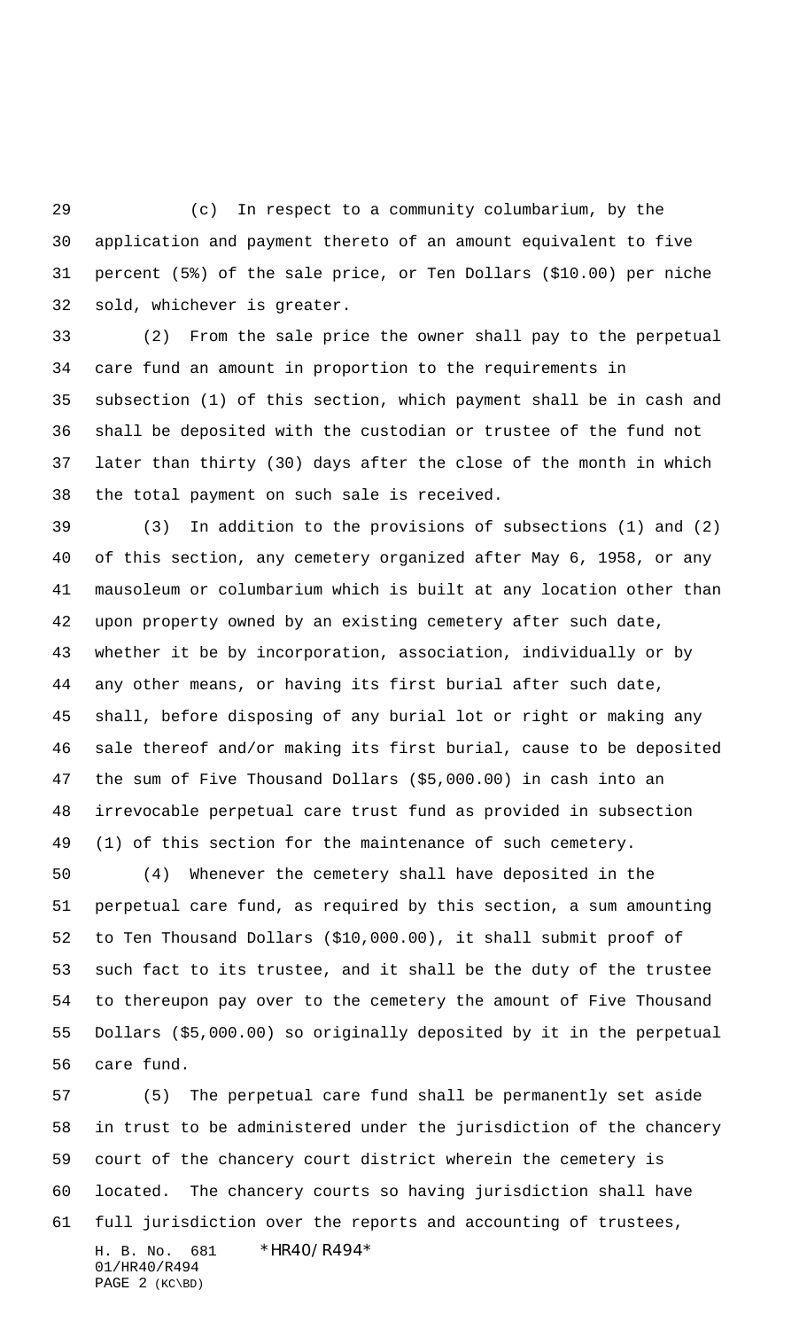(c) In respect to a community columbarium, by the application and payment thereto of an amount equivalent to five percent (5%) of the sale price, or Ten Dollars ($10.00) per niche sold, whichever is greater.

(2) From the sale price the owner shall pay to the perpetual care fund an amount in proportion to the requirements in subsection (1) of this section, which payment shall be in cash and shall be deposited with the custodian or trustee of the fund not later than thirty (30) days after the close of the month in which the total payment on such sale is received.

(3) In addition to the provisions of subsections (1) and (2) of this section, any cemetery organized after May 6, 1958, or any mausoleum or columbarium which is built at any location other than upon property owned by an existing cemetery after such date, whether it be by incorporation, association, individually or by any other means, or having its first burial after such date, shall, before disposing of any burial lot or right or making any sale thereof and/or making its first burial, cause to be deposited the sum of Five Thousand Dollars ($5,000.00) in cash into an irrevocable perpetual care trust fund as provided in subsection (1) of this section for the maintenance of such cemetery.

(4) Whenever the cemetery shall have deposited in the perpetual care fund, as required by this section, a sum amounting to Ten Thousand Dollars ($10,000.00), it shall submit proof of such fact to its trustee, and it shall be the duty of the trustee to thereupon pay over to the cemetery the amount of Five Thousand Dollars ($5,000.00) so originally deposited by it in the perpetual care fund.

(5) The perpetual care fund shall be permanently set aside in trust to be administered under the jurisdiction of the chancery court of the chancery court district wherein the cemetery is located. The chancery courts so having jurisdiction shall have full jurisdiction over the reports and accounting of trustees,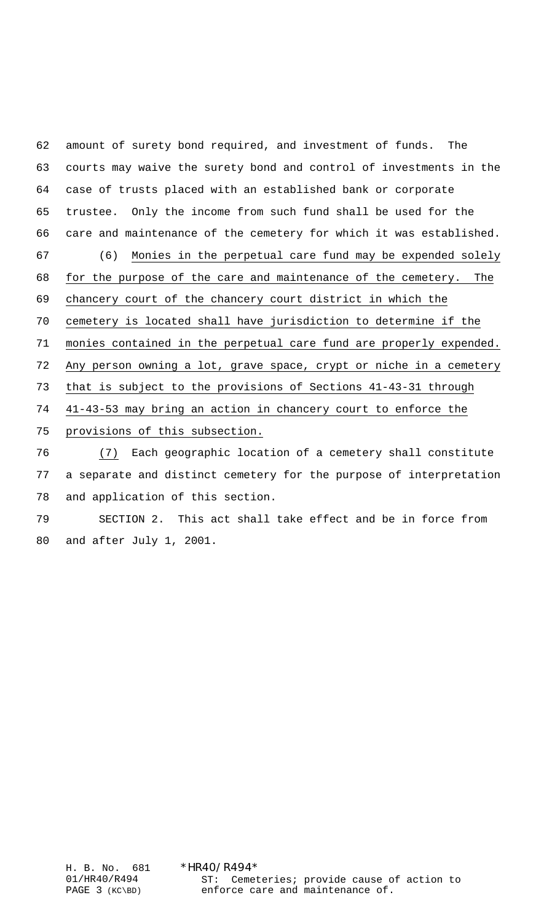amount of surety bond required, and investment of funds. The courts may waive the surety bond and control of investments in the case of trusts placed with an established bank or corporate trustee. Only the income from such fund shall be used for the care and maintenance of the cemetery for which it was established.

(6) <u>Monies in the perpetual care fund may be expended solely for the purpose of the care and maintenance of the cemetery. The chancery court of the chancery court district in which the cemetery is located shall have jurisdiction to determine if the monies contained in the perpetual care fund are properly expended. Any person owning a lot, grave space, crypt or niche in a cemetery that is subject to the provisions of Sections 41-43-31 through 41-43-53 may bring an action in chancery court to enforce the provisions of this subsection.</u>

<u>(7)</u> Each geographic location of a cemetery shall constitute a separate and distinct cemetery for the purpose of interpretation and application of this section.

SECTION 2. This act shall take effect and be in force from and after July 1, 2001.

ST: Cemeteries; provide cause of action to enforce care and maintenance of.